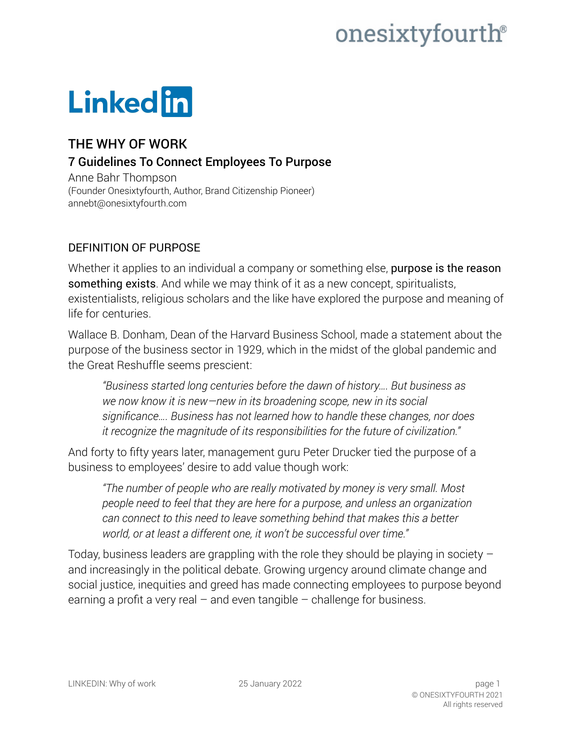# THE WHY OF WORK

## 7 Guidelines To Connect Employees To Purpose

Anne Bahr Thompson
(Founder Onesixtyfourth, Author, Brand Citizenship Pioneer)
annebt@onesixtyfourth.com

### DEFINITION OF PURPOSE

Whether it applies to an individual a company or something else, **purpose is the reason something exists**. And while we may think of it as a new concept, spiritualists, existentialists, religious scholars and the like have explored the purpose and meaning of life for centuries.

Wallace B. Donham, Dean of the Harvard Business School, made a statement about the purpose of the business sector in 1929, which in the midst of the global pandemic and the Great Reshuffle seems prescient:

> *"Business started long centuries before the dawn of history…. But business as we now know it is new—new in its broadening scope, new in its social significance…. Business has not learned how to handle these changes, nor does it recognize the magnitude of its responsibilities for the future of civilization."*

And forty to fifty years later, management guru Peter Drucker tied the purpose of a business to employees' desire to add value though work:

> *"The number of people who are really motivated by money is very small. Most people need to feel that they are here for a purpose, and unless an organization can connect to this need to leave something behind that makes this a better world, or at least a different one, it won't be successful over time."*

Today, business leaders are grappling with the role they should be playing in society – and increasingly in the political debate. Growing urgency around climate change and social justice, inequities and greed has made connecting employees to purpose beyond earning a profit a very real – and even tangible – challenge for business.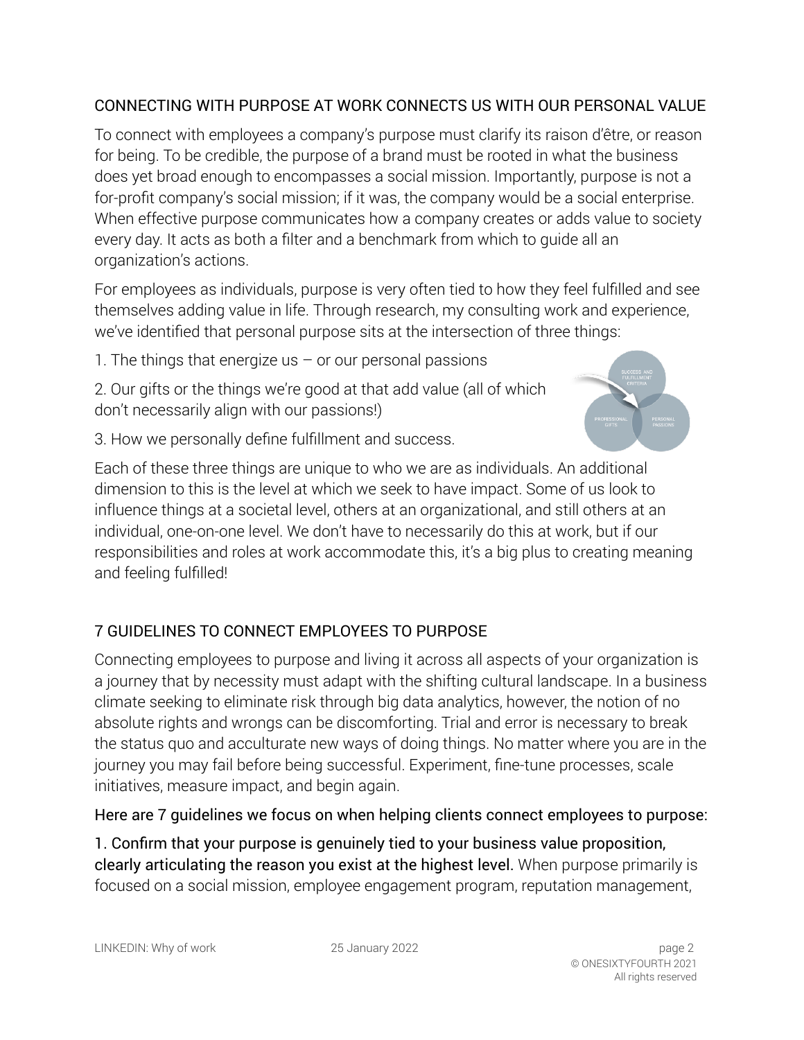## CONNECTING WITH PURPOSE AT WORK CONNECTS US WITH OUR PERSONAL VALUE

To connect with employees a company's purpose must clarify its raison d'être, or reason for being. To be credible, the purpose of a brand must be rooted in what the business does yet broad enough to encompasses a social mission. Importantly, purpose is not a for-profit company's social mission; if it was, the company would be a social enterprise. When effective purpose communicates how a company creates or adds value to society every day. It acts as both a filter and a benchmark from which to guide all an organization's actions.

For employees as individuals, purpose is very often tied to how they feel fulfilled and see themselves adding value in life. Through research, my consulting work and experience, we've identified that personal purpose sits at the intersection of three things:

1. The things that energize us – or our personal passions
2. Our gifts or the things we're good at that add value (all of which don't necessarily align with our passions!)
3. How we personally define fulfillment and success.

Each of these three things are unique to who we are as individuals. An additional dimension to this is the level at which we seek to have impact. Some of us look to influence things at a societal level, others at an organizational, and still others at an individual, one-on-one level. We don't have to necessarily do this at work, but if our responsibilities and roles at work accommodate this, it's a big plus to creating meaning and feeling fulfilled!

## 7 GUIDELINES TO CONNECT EMPLOYEES TO PURPOSE

Connecting employees to purpose and living it across all aspects of your organization is a journey that by necessity must adapt with the shifting cultural landscape. In a business climate seeking to eliminate risk through big data analytics, however, the notion of no absolute rights and wrongs can be discomforting. Trial and error is necessary to break the status quo and acculturate new ways of doing things. No matter where you are in the journey you may fail before being successful. Experiment, fine-tune processes, scale initiatives, measure impact, and begin again.

Here are 7 guidelines we focus on when helping clients connect employees to purpose:

1. Confirm that your purpose is genuinely tied to your business value proposition, clearly articulating the reason you exist at the highest level. When purpose primarily is focused on a social mission, employee engagement program, reputation management,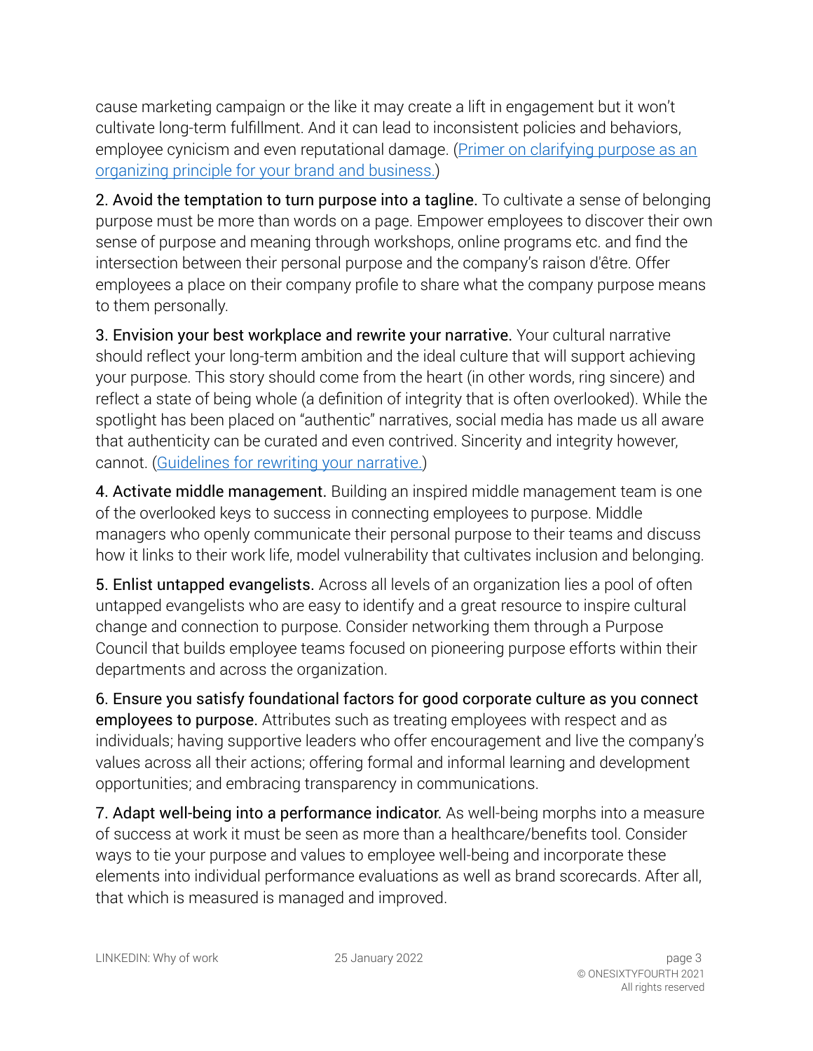cause marketing campaign or the like it may create a lift in engagement but it won't cultivate long-term fulfillment. And it can lead to inconsistent policies and behaviors, employee cynicism and even reputational damage. ([Primer on clarifying purpose as an organizing principle for your brand and business.](#))

2. Avoid the temptation to turn purpose into a tagline. To cultivate a sense of belonging purpose must be more than words on a page. Empower employees to discover their own sense of purpose and meaning through workshops, online programs etc. and find the intersection between their personal purpose and the company's raison d'être. Offer employees a place on their company profile to share what the company purpose means to them personally.

3. Envision your best workplace and rewrite your narrative. Your cultural narrative should reflect your long-term ambition and the ideal culture that will support achieving your purpose. This story should come from the heart (in other words, ring sincere) and reflect a state of being whole (a definition of integrity that is often overlooked). While the spotlight has been placed on "authentic" narratives, social media has made us all aware that authenticity can be curated and even contrived. Sincerity and integrity however, cannot. ([Guidelines for rewriting your narrative.](#))

4. Activate middle management. Building an inspired middle management team is one of the overlooked keys to success in connecting employees to purpose. Middle managers who openly communicate their personal purpose to their teams and discuss how it links to their work life, model vulnerability that cultivates inclusion and belonging.

5. Enlist untapped evangelists. Across all levels of an organization lies a pool of often untapped evangelists who are easy to identify and a great resource to inspire cultural change and connection to purpose. Consider networking them through a Purpose Council that builds employee teams focused on pioneering purpose efforts within their departments and across the organization.

6. Ensure you satisfy foundational factors for good corporate culture as you connect employees to purpose. Attributes such as treating employees with respect and as individuals; having supportive leaders who offer encouragement and live the company's values across all their actions; offering formal and informal learning and development opportunities; and embracing transparency in communications.

7. Adapt well-being into a performance indicator. As well-being morphs into a measure of success at work it must be seen as more than a healthcare/benefits tool. Consider ways to tie your purpose and values to employee well-being and incorporate these elements into individual performance evaluations as well as brand scorecards. After all, that which is measured is managed and improved.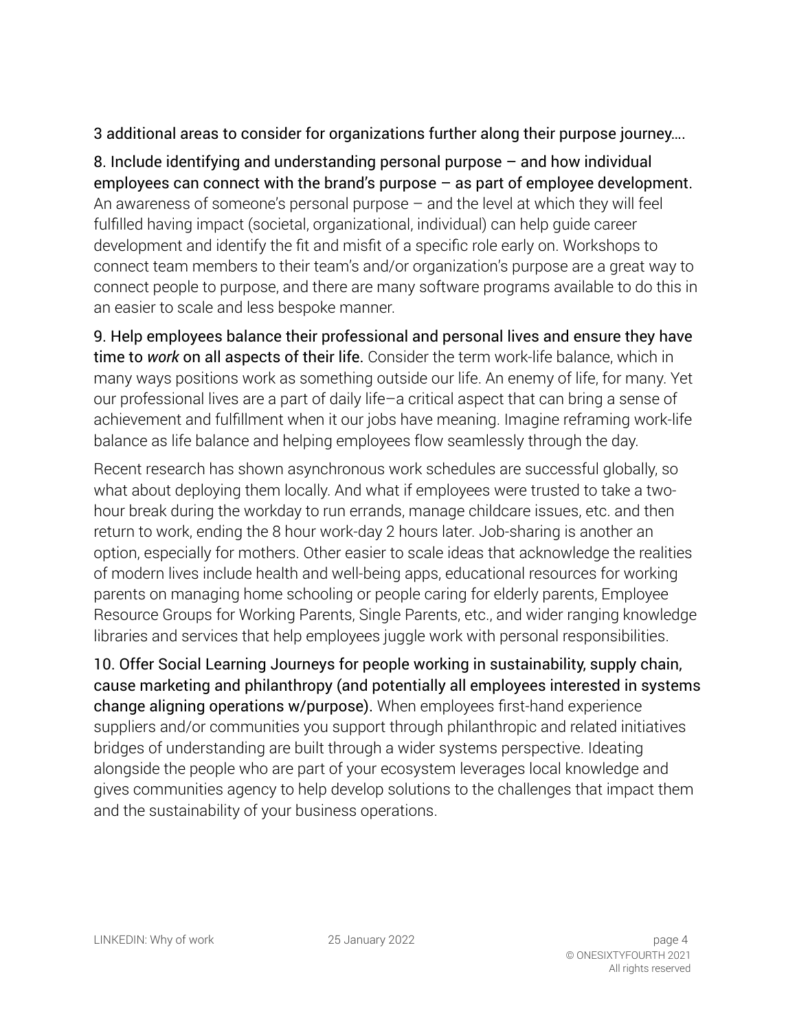3 additional areas to consider for organizations further along their purpose journey….

8. Include identifying and understanding personal purpose – and how individual employees can connect with the brand's purpose – as part of employee development. An awareness of someone's personal purpose – and the level at which they will feel fulfilled having impact (societal, organizational, individual) can help guide career development and identify the fit and misfit of a specific role early on. Workshops to connect team members to their team's and/or organization's purpose are a great way to connect people to purpose, and there are many software programs available to do this in an easier to scale and less bespoke manner.

9. Help employees balance their professional and personal lives and ensure they have time to *work* on all aspects of their life. Consider the term work-life balance, which in many ways positions work as something outside our life. An enemy of life, for many. Yet our professional lives are a part of daily life–a critical aspect that can bring a sense of achievement and fulfillment when it our jobs have meaning. Imagine reframing work-life balance as life balance and helping employees flow seamlessly through the day.

Recent research has shown asynchronous work schedules are successful globally, so what about deploying them locally. And what if employees were trusted to take a two-hour break during the workday to run errands, manage childcare issues, etc. and then return to work, ending the 8 hour work-day 2 hours later. Job-sharing is another an option, especially for mothers. Other easier to scale ideas that acknowledge the realities of modern lives include health and well-being apps, educational resources for working parents on managing home schooling or people caring for elderly parents, Employee Resource Groups for Working Parents, Single Parents, etc., and wider ranging knowledge libraries and services that help employees juggle work with personal responsibilities.

10. Offer Social Learning Journeys for people working in sustainability, supply chain, cause marketing and philanthropy (and potentially all employees interested in systems change aligning operations w/purpose). When employees first-hand experience suppliers and/or communities you support through philanthropic and related initiatives bridges of understanding are built through a wider systems perspective. Ideating alongside the people who are part of your ecosystem leverages local knowledge and gives communities agency to help develop solutions to the challenges that impact them and the sustainability of your business operations.